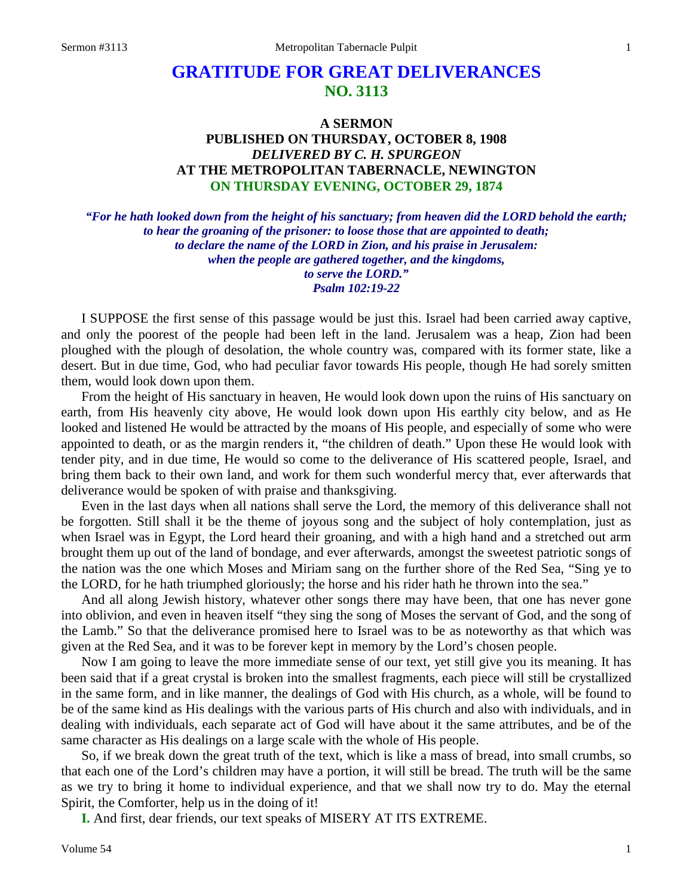# GRATITUDE FOR GREAT DELIVERANCES
## NO. 3113

### A SERMON
### PUBLISHED ON THURSDAY, OCTOBER 8, 1908
### *DELIVERED BY C. H. SPURGEON*
### AT THE METROPOLITAN TABERNACLE, NEWINGTON
### ON THURSDAY EVENING, OCTOBER 29, 1874

***"For he hath looked down from the height of his sanctuary; from heaven did the LORD behold the earth; to hear the groaning of the prisoner: to loose those that are appointed to death; to declare the name of the LORD in Zion, and his praise in Jerusalem: when the people are gathered together, and the kingdoms, to serve the LORD." Psalm 102:19-22***

I SUPPOSE the first sense of this passage would be just this. Israel had been carried away captive, and only the poorest of the people had been left in the land. Jerusalem was a heap, Zion had been ploughed with the plough of desolation, the whole country was, compared with its former state, like a desert. But in due time, God, who had peculiar favor towards His people, though He had sorely smitten them, would look down upon them.

From the height of His sanctuary in heaven, He would look down upon the ruins of His sanctuary on earth, from His heavenly city above, He would look down upon His earthly city below, and as He looked and listened He would be attracted by the moans of His people, and especially of some who were appointed to death, or as the margin renders it, "the children of death." Upon these He would look with tender pity, and in due time, He would so come to the deliverance of His scattered people, Israel, and bring them back to their own land, and work for them such wonderful mercy that, ever afterwards that deliverance would be spoken of with praise and thanksgiving.

Even in the last days when all nations shall serve the Lord, the memory of this deliverance shall not be forgotten. Still shall it be the theme of joyous song and the subject of holy contemplation, just as when Israel was in Egypt, the Lord heard their groaning, and with a high hand and a stretched out arm brought them up out of the land of bondage, and ever afterwards, amongst the sweetest patriotic songs of the nation was the one which Moses and Miriam sang on the further shore of the Red Sea, "Sing ye to the LORD, for he hath triumphed gloriously; the horse and his rider hath he thrown into the sea."

And all along Jewish history, whatever other songs there may have been, that one has never gone into oblivion, and even in heaven itself "they sing the song of Moses the servant of God, and the song of the Lamb." So that the deliverance promised here to Israel was to be as noteworthy as that which was given at the Red Sea, and it was to be forever kept in memory by the Lord's chosen people.

Now I am going to leave the more immediate sense of our text, yet still give you its meaning. It has been said that if a great crystal is broken into the smallest fragments, each piece will still be crystallized in the same form, and in like manner, the dealings of God with His church, as a whole, will be found to be of the same kind as His dealings with the various parts of His church and also with individuals, and in dealing with individuals, each separate act of God will have about it the same attributes, and be of the same character as His dealings on a large scale with the whole of His people.

So, if we break down the great truth of the text, which is like a mass of bread, into small crumbs, so that each one of the Lord's children may have a portion, it will still be bread. The truth will be the same as we try to bring it home to individual experience, and that we shall now try to do. May the eternal Spirit, the Comforter, help us in the doing of it!

**I.** And first, dear friends, our text speaks of MISERY AT ITS EXTREME.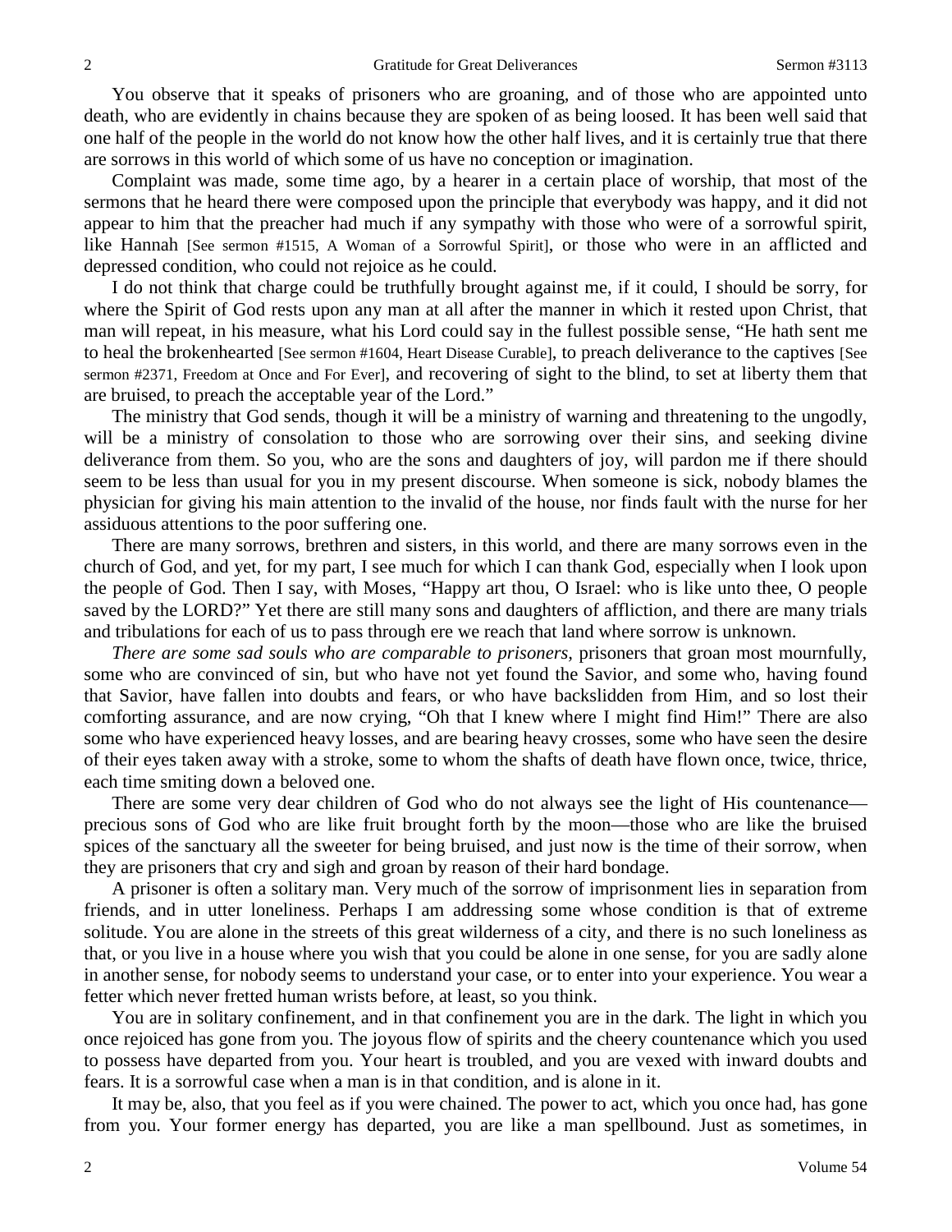You observe that it speaks of prisoners who are groaning, and of those who are appointed unto death, who are evidently in chains because they are spoken of as being loosed. It has been well said that one half of the people in the world do not know how the other half lives, and it is certainly true that there are sorrows in this world of which some of us have no conception or imagination.

Complaint was made, some time ago, by a hearer in a certain place of worship, that most of the sermons that he heard there were composed upon the principle that everybody was happy, and it did not appear to him that the preacher had much if any sympathy with those who were of a sorrowful spirit, like Hannah [See sermon #1515, A Woman of a Sorrowful Spirit], or those who were in an afflicted and depressed condition, who could not rejoice as he could.

I do not think that charge could be truthfully brought against me, if it could, I should be sorry, for where the Spirit of God rests upon any man at all after the manner in which it rested upon Christ, that man will repeat, in his measure, what his Lord could say in the fullest possible sense, "He hath sent me to heal the brokenhearted [See sermon #1604, Heart Disease Curable], to preach deliverance to the captives [See sermon #2371, Freedom at Once and For Ever], and recovering of sight to the blind, to set at liberty them that are bruised, to preach the acceptable year of the Lord."

The ministry that God sends, though it will be a ministry of warning and threatening to the ungodly, will be a ministry of consolation to those who are sorrowing over their sins, and seeking divine deliverance from them. So you, who are the sons and daughters of joy, will pardon me if there should seem to be less than usual for you in my present discourse. When someone is sick, nobody blames the physician for giving his main attention to the invalid of the house, nor finds fault with the nurse for her assiduous attentions to the poor suffering one.

There are many sorrows, brethren and sisters, in this world, and there are many sorrows even in the church of God, and yet, for my part, I see much for which I can thank God, especially when I look upon the people of God. Then I say, with Moses, "Happy art thou, O Israel: who is like unto thee, O people saved by the LORD?" Yet there are still many sons and daughters of affliction, and there are many trials and tribulations for each of us to pass through ere we reach that land where sorrow is unknown.

*There are some sad souls who are comparable to prisoners,* prisoners that groan most mournfully, some who are convinced of sin, but who have not yet found the Savior, and some who, having found that Savior, have fallen into doubts and fears, or who have backslidden from Him, and so lost their comforting assurance, and are now crying, "Oh that I knew where I might find Him!" There are also some who have experienced heavy losses, and are bearing heavy crosses, some who have seen the desire of their eyes taken away with a stroke, some to whom the shafts of death have flown once, twice, thrice, each time smiting down a beloved one.

There are some very dear children of God who do not always see the light of His countenance—precious sons of God who are like fruit brought forth by the moon—those who are like the bruised spices of the sanctuary all the sweeter for being bruised, and just now is the time of their sorrow, when they are prisoners that cry and sigh and groan by reason of their hard bondage.

A prisoner is often a solitary man. Very much of the sorrow of imprisonment lies in separation from friends, and in utter loneliness. Perhaps I am addressing some whose condition is that of extreme solitude. You are alone in the streets of this great wilderness of a city, and there is no such loneliness as that, or you live in a house where you wish that you could be alone in one sense, for you are sadly alone in another sense, for nobody seems to understand your case, or to enter into your experience. You wear a fetter which never fretted human wrists before, at least, so you think.

You are in solitary confinement, and in that confinement you are in the dark. The light in which you once rejoiced has gone from you. The joyous flow of spirits and the cheery countenance which you used to possess have departed from you. Your heart is troubled, and you are vexed with inward doubts and fears. It is a sorrowful case when a man is in that condition, and is alone in it.

It may be, also, that you feel as if you were chained. The power to act, which you once had, has gone from you. Your former energy has departed, you are like a man spellbound. Just as sometimes, in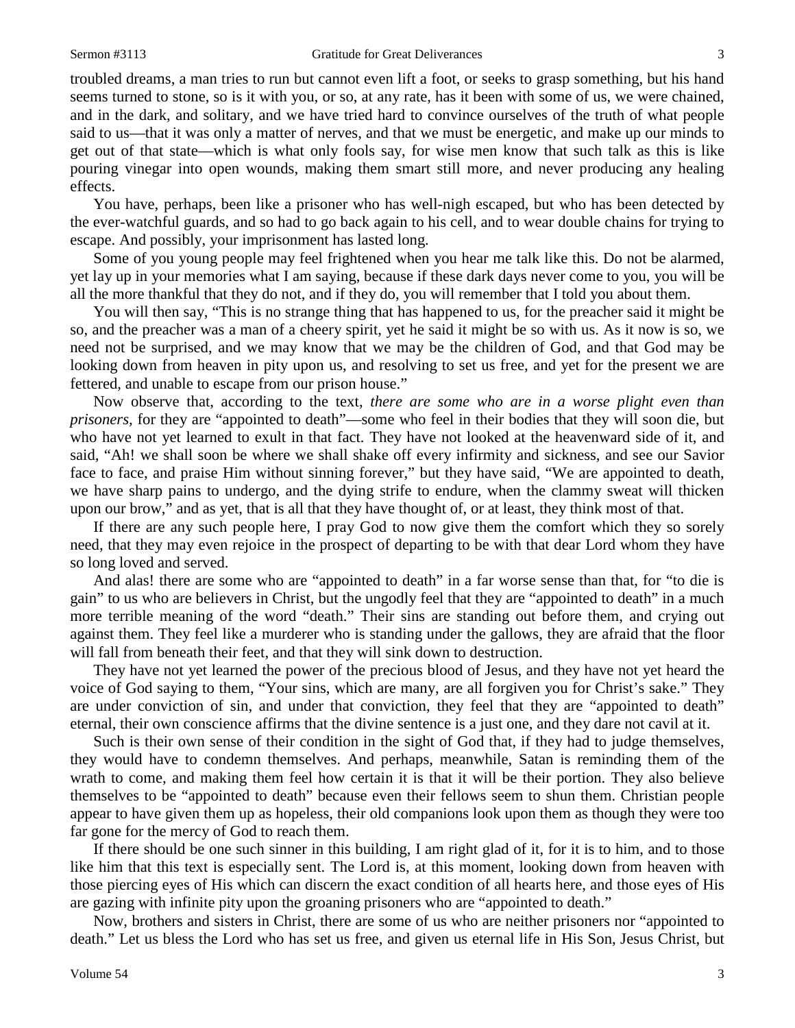troubled dreams, a man tries to run but cannot even lift a foot, or seeks to grasp something, but his hand seems turned to stone, so is it with you, or so, at any rate, has it been with some of us, we were chained, and in the dark, and solitary, and we have tried hard to convince ourselves of the truth of what people said to us—that it was only a matter of nerves, and that we must be energetic, and make up our minds to get out of that state—which is what only fools say, for wise men know that such talk as this is like pouring vinegar into open wounds, making them smart still more, and never producing any healing effects.

You have, perhaps, been like a prisoner who has well-nigh escaped, but who has been detected by the ever-watchful guards, and so had to go back again to his cell, and to wear double chains for trying to escape. And possibly, your imprisonment has lasted long.

Some of you young people may feel frightened when you hear me talk like this. Do not be alarmed, yet lay up in your memories what I am saying, because if these dark days never come to you, you will be all the more thankful that they do not, and if they do, you will remember that I told you about them.

You will then say, "This is no strange thing that has happened to us, for the preacher said it might be so, and the preacher was a man of a cheery spirit, yet he said it might be so with us. As it now is so, we need not be surprised, and we may know that we may be the children of God, and that God may be looking down from heaven in pity upon us, and resolving to set us free, and yet for the present we are fettered, and unable to escape from our prison house."

Now observe that, according to the text, *there are some who are in a worse plight even than prisoners,* for they are "appointed to death"—some who feel in their bodies that they will soon die, but who have not yet learned to exult in that fact. They have not looked at the heavenward side of it, and said, "Ah! we shall soon be where we shall shake off every infirmity and sickness, and see our Savior face to face, and praise Him without sinning forever," but they have said, "We are appointed to death, we have sharp pains to undergo, and the dying strife to endure, when the clammy sweat will thicken upon our brow," and as yet, that is all that they have thought of, or at least, they think most of that.

If there are any such people here, I pray God to now give them the comfort which they so sorely need, that they may even rejoice in the prospect of departing to be with that dear Lord whom they have so long loved and served.

And alas! there are some who are "appointed to death" in a far worse sense than that, for "to die is gain" to us who are believers in Christ, but the ungodly feel that they are "appointed to death" in a much more terrible meaning of the word "death." Their sins are standing out before them, and crying out against them. They feel like a murderer who is standing under the gallows, they are afraid that the floor will fall from beneath their feet, and that they will sink down to destruction.

They have not yet learned the power of the precious blood of Jesus, and they have not yet heard the voice of God saying to them, "Your sins, which are many, are all forgiven you for Christ's sake." They are under conviction of sin, and under that conviction, they feel that they are "appointed to death" eternal, their own conscience affirms that the divine sentence is a just one, and they dare not cavil at it.

Such is their own sense of their condition in the sight of God that, if they had to judge themselves, they would have to condemn themselves. And perhaps, meanwhile, Satan is reminding them of the wrath to come, and making them feel how certain it is that it will be their portion. They also believe themselves to be "appointed to death" because even their fellows seem to shun them. Christian people appear to have given them up as hopeless, their old companions look upon them as though they were too far gone for the mercy of God to reach them.

If there should be one such sinner in this building, I am right glad of it, for it is to him, and to those like him that this text is especially sent. The Lord is, at this moment, looking down from heaven with those piercing eyes of His which can discern the exact condition of all hearts here, and those eyes of His are gazing with infinite pity upon the groaning prisoners who are "appointed to death."

Now, brothers and sisters in Christ, there are some of us who are neither prisoners nor "appointed to death." Let us bless the Lord who has set us free, and given us eternal life in His Son, Jesus Christ, but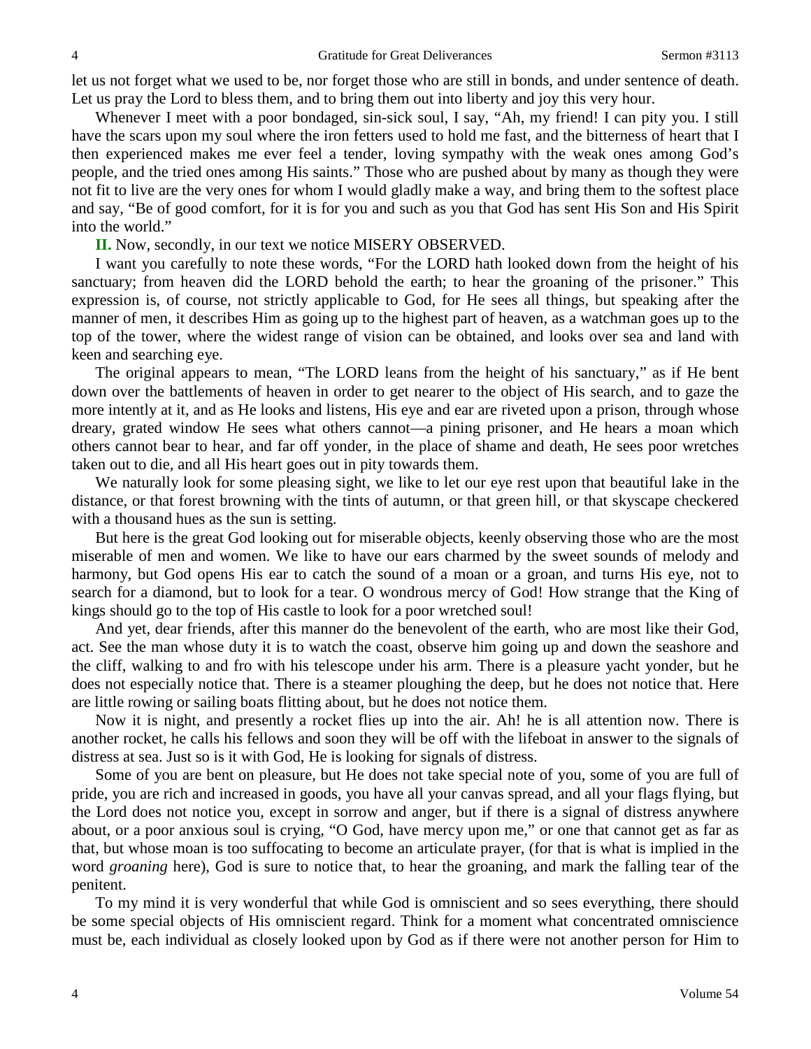let us not forget what we used to be, nor forget those who are still in bonds, and under sentence of death. Let us pray the Lord to bless them, and to bring them out into liberty and joy this very hour.

Whenever I meet with a poor bondaged, sin-sick soul, I say, "Ah, my friend! I can pity you. I still have the scars upon my soul where the iron fetters used to hold me fast, and the bitterness of heart that I then experienced makes me ever feel a tender, loving sympathy with the weak ones among God's people, and the tried ones among His saints." Those who are pushed about by many as though they were not fit to live are the very ones for whom I would gladly make a way, and bring them to the softest place and say, "Be of good comfort, for it is for you and such as you that God has sent His Son and His Spirit into the world."

**II.** Now, secondly, in our text we notice MISERY OBSERVED.

I want you carefully to note these words, "For the LORD hath looked down from the height of his sanctuary; from heaven did the LORD behold the earth; to hear the groaning of the prisoner." This expression is, of course, not strictly applicable to God, for He sees all things, but speaking after the manner of men, it describes Him as going up to the highest part of heaven, as a watchman goes up to the top of the tower, where the widest range of vision can be obtained, and looks over sea and land with keen and searching eye.

The original appears to mean, "The LORD leans from the height of his sanctuary," as if He bent down over the battlements of heaven in order to get nearer to the object of His search, and to gaze the more intently at it, and as He looks and listens, His eye and ear are riveted upon a prison, through whose dreary, grated window He sees what others cannot—a pining prisoner, and He hears a moan which others cannot bear to hear, and far off yonder, in the place of shame and death, He sees poor wretches taken out to die, and all His heart goes out in pity towards them.

We naturally look for some pleasing sight, we like to let our eye rest upon that beautiful lake in the distance, or that forest browning with the tints of autumn, or that green hill, or that skyscape checkered with a thousand hues as the sun is setting.

But here is the great God looking out for miserable objects, keenly observing those who are the most miserable of men and women. We like to have our ears charmed by the sweet sounds of melody and harmony, but God opens His ear to catch the sound of a moan or a groan, and turns His eye, not to search for a diamond, but to look for a tear. O wondrous mercy of God! How strange that the King of kings should go to the top of His castle to look for a poor wretched soul!

And yet, dear friends, after this manner do the benevolent of the earth, who are most like their God, act. See the man whose duty it is to watch the coast, observe him going up and down the seashore and the cliff, walking to and fro with his telescope under his arm. There is a pleasure yacht yonder, but he does not especially notice that. There is a steamer ploughing the deep, but he does not notice that. Here are little rowing or sailing boats flitting about, but he does not notice them.

Now it is night, and presently a rocket flies up into the air. Ah! he is all attention now. There is another rocket, he calls his fellows and soon they will be off with the lifeboat in answer to the signals of distress at sea. Just so is it with God, He is looking for signals of distress.

Some of you are bent on pleasure, but He does not take special note of you, some of you are full of pride, you are rich and increased in goods, you have all your canvas spread, and all your flags flying, but the Lord does not notice you, except in sorrow and anger, but if there is a signal of distress anywhere about, or a poor anxious soul is crying, "O God, have mercy upon me," or one that cannot get as far as that, but whose moan is too suffocating to become an articulate prayer, (for that is what is implied in the word *groaning* here), God is sure to notice that, to hear the groaning, and mark the falling tear of the penitent.

To my mind it is very wonderful that while God is omniscient and so sees everything, there should be some special objects of His omniscient regard. Think for a moment what concentrated omniscience must be, each individual as closely looked upon by God as if there were not another person for Him to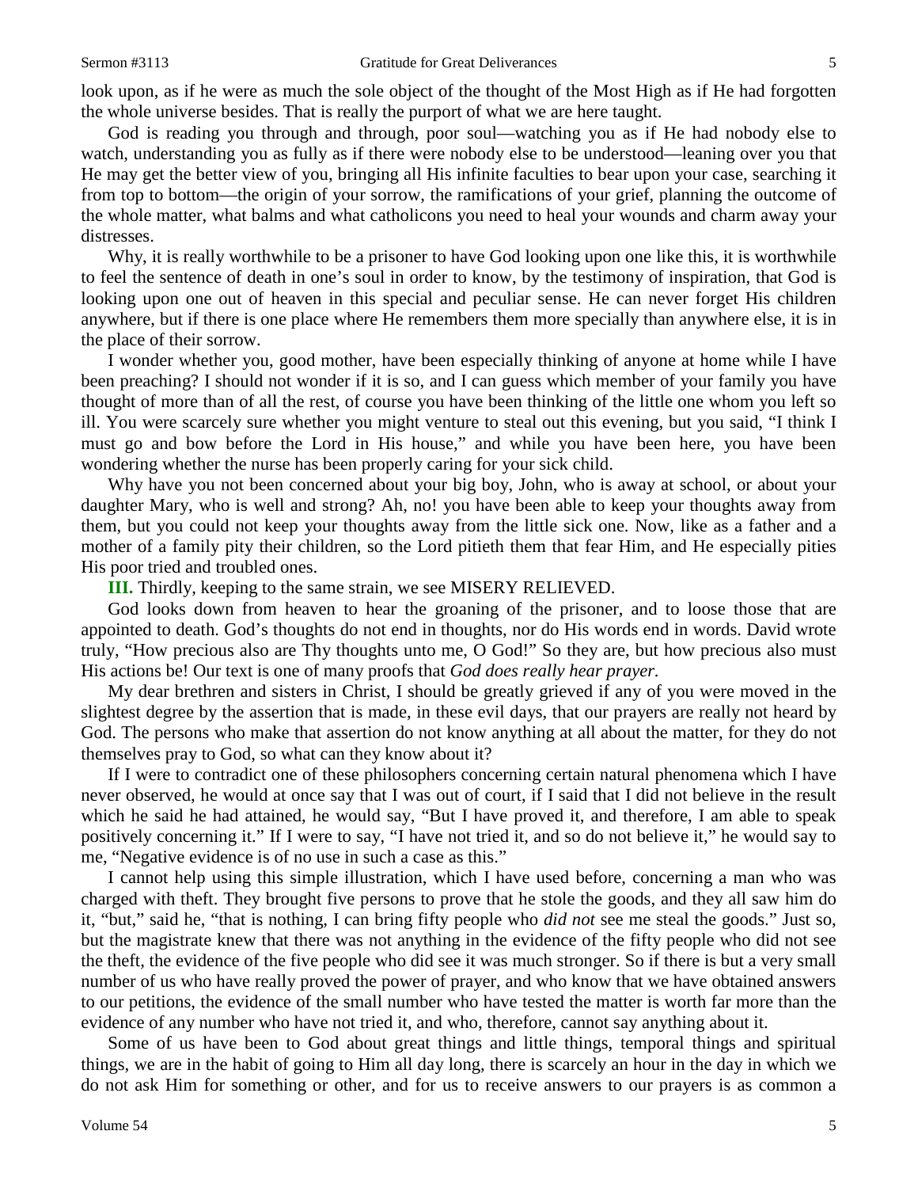look upon, as if he were as much the sole object of the thought of the Most High as if He had forgotten the whole universe besides. That is really the purport of what we are here taught.

God is reading you through and through, poor soul—watching you as if He had nobody else to watch, understanding you as fully as if there were nobody else to be understood—leaning over you that He may get the better view of you, bringing all His infinite faculties to bear upon your case, searching it from top to bottom—the origin of your sorrow, the ramifications of your grief, planning the outcome of the whole matter, what balms and what catholicons you need to heal your wounds and charm away your distresses.

Why, it is really worthwhile to be a prisoner to have God looking upon one like this, it is worthwhile to feel the sentence of death in one's soul in order to know, by the testimony of inspiration, that God is looking upon one out of heaven in this special and peculiar sense. He can never forget His children anywhere, but if there is one place where He remembers them more specially than anywhere else, it is in the place of their sorrow.

I wonder whether you, good mother, have been especially thinking of anyone at home while I have been preaching? I should not wonder if it is so, and I can guess which member of your family you have thought of more than of all the rest, of course you have been thinking of the little one whom you left so ill. You were scarcely sure whether you might venture to steal out this evening, but you said, "I think I must go and bow before the Lord in His house," and while you have been here, you have been wondering whether the nurse has been properly caring for your sick child.

Why have you not been concerned about your big boy, John, who is away at school, or about your daughter Mary, who is well and strong? Ah, no! you have been able to keep your thoughts away from them, but you could not keep your thoughts away from the little sick one. Now, like as a father and a mother of a family pity their children, so the Lord pitieth them that fear Him, and He especially pities His poor tried and troubled ones.

**III.** Thirdly, keeping to the same strain, we see MISERY RELIEVED.

God looks down from heaven to hear the groaning of the prisoner, and to loose those that are appointed to death. God's thoughts do not end in thoughts, nor do His words end in words. David wrote truly, "How precious also are Thy thoughts unto me, O God!" So they are, but how precious also must His actions be! Our text is one of many proofs that *God does really hear prayer.*

My dear brethren and sisters in Christ, I should be greatly grieved if any of you were moved in the slightest degree by the assertion that is made, in these evil days, that our prayers are really not heard by God. The persons who make that assertion do not know anything at all about the matter, for they do not themselves pray to God, so what can they know about it?

If I were to contradict one of these philosophers concerning certain natural phenomena which I have never observed, he would at once say that I was out of court, if I said that I did not believe in the result which he said he had attained, he would say, "But I have proved it, and therefore, I am able to speak positively concerning it." If I were to say, "I have not tried it, and so do not believe it," he would say to me, "Negative evidence is of no use in such a case as this."

I cannot help using this simple illustration, which I have used before, concerning a man who was charged with theft. They brought five persons to prove that he stole the goods, and they all saw him do it, "but," said he, "that is nothing, I can bring fifty people who *did not* see me steal the goods." Just so, but the magistrate knew that there was not anything in the evidence of the fifty people who did not see the theft, the evidence of the five people who did see it was much stronger. So if there is but a very small number of us who have really proved the power of prayer, and who know that we have obtained answers to our petitions, the evidence of the small number who have tested the matter is worth far more than the evidence of any number who have not tried it, and who, therefore, cannot say anything about it.

Some of us have been to God about great things and little things, temporal things and spiritual things, we are in the habit of going to Him all day long, there is scarcely an hour in the day in which we do not ask Him for something or other, and for us to receive answers to our prayers is as common a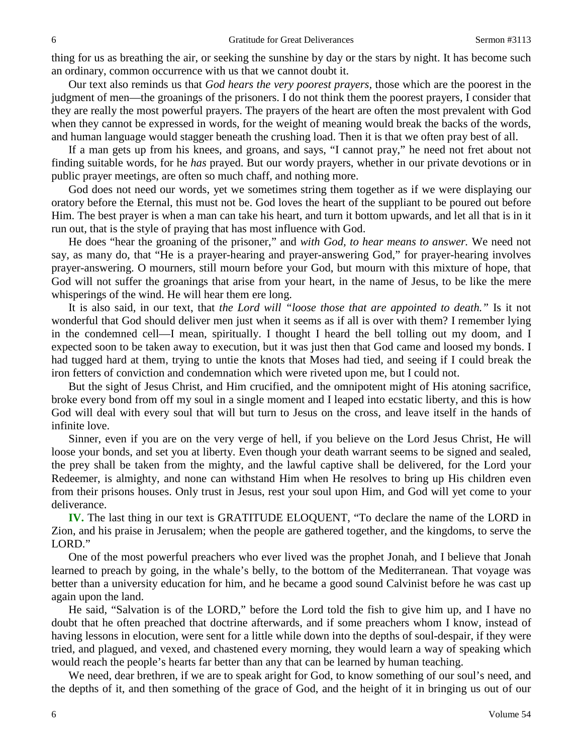thing for us as breathing the air, or seeking the sunshine by day or the stars by night. It has become such an ordinary, common occurrence with us that we cannot doubt it.

Our text also reminds us that *God hears the very poorest prayers,* those which are the poorest in the judgment of men—the groanings of the prisoners. I do not think them the poorest prayers, I consider that they are really the most powerful prayers. The prayers of the heart are often the most prevalent with God when they cannot be expressed in words, for the weight of meaning would break the backs of the words, and human language would stagger beneath the crushing load. Then it is that we often pray best of all.

If a man gets up from his knees, and groans, and says, "I cannot pray," he need not fret about not finding suitable words, for he *has* prayed. But our wordy prayers, whether in our private devotions or in public prayer meetings, are often so much chaff, and nothing more.

God does not need our words, yet we sometimes string them together as if we were displaying our oratory before the Eternal, this must not be. God loves the heart of the suppliant to be poured out before Him. The best prayer is when a man can take his heart, and turn it bottom upwards, and let all that is in it run out, that is the style of praying that has most influence with God.

He does "hear the groaning of the prisoner," and *with God, to hear means to answer.* We need not say, as many do, that "He is a prayer-hearing and prayer-answering God," for prayer-hearing involves prayer-answering. O mourners, still mourn before your God, but mourn with this mixture of hope, that God will not suffer the groanings that arise from your heart, in the name of Jesus, to be like the mere whisperings of the wind. He will hear them ere long.

It is also said, in our text, that *the Lord will "loose those that are appointed to death."* Is it not wonderful that God should deliver men just when it seems as if all is over with them? I remember lying in the condemned cell—I mean, spiritually. I thought I heard the bell tolling out my doom, and I expected soon to be taken away to execution, but it was just then that God came and loosed my bonds. I had tugged hard at them, trying to untie the knots that Moses had tied, and seeing if I could break the iron fetters of conviction and condemnation which were riveted upon me, but I could not.

But the sight of Jesus Christ, and Him crucified, and the omnipotent might of His atoning sacrifice, broke every bond from off my soul in a single moment and I leaped into ecstatic liberty, and this is how God will deal with every soul that will but turn to Jesus on the cross, and leave itself in the hands of infinite love.

Sinner, even if you are on the very verge of hell, if you believe on the Lord Jesus Christ, He will loose your bonds, and set you at liberty. Even though your death warrant seems to be signed and sealed, the prey shall be taken from the mighty, and the lawful captive shall be delivered, for the Lord your Redeemer, is almighty, and none can withstand Him when He resolves to bring up His children even from their prisons houses. Only trust in Jesus, rest your soul upon Him, and God will yet come to your deliverance.

**IV.** The last thing in our text is GRATITUDE ELOQUENT, "To declare the name of the LORD in Zion, and his praise in Jerusalem; when the people are gathered together, and the kingdoms, to serve the LORD."

One of the most powerful preachers who ever lived was the prophet Jonah, and I believe that Jonah learned to preach by going, in the whale's belly, to the bottom of the Mediterranean. That voyage was better than a university education for him, and he became a good sound Calvinist before he was cast up again upon the land.

He said, "Salvation is of the LORD," before the Lord told the fish to give him up, and I have no doubt that he often preached that doctrine afterwards, and if some preachers whom I know, instead of having lessons in elocution, were sent for a little while down into the depths of soul-despair, if they were tried, and plagued, and vexed, and chastened every morning, they would learn a way of speaking which would reach the people's hearts far better than any that can be learned by human teaching.

We need, dear brethren, if we are to speak aright for God, to know something of our soul's need, and the depths of it, and then something of the grace of God, and the height of it in bringing us out of our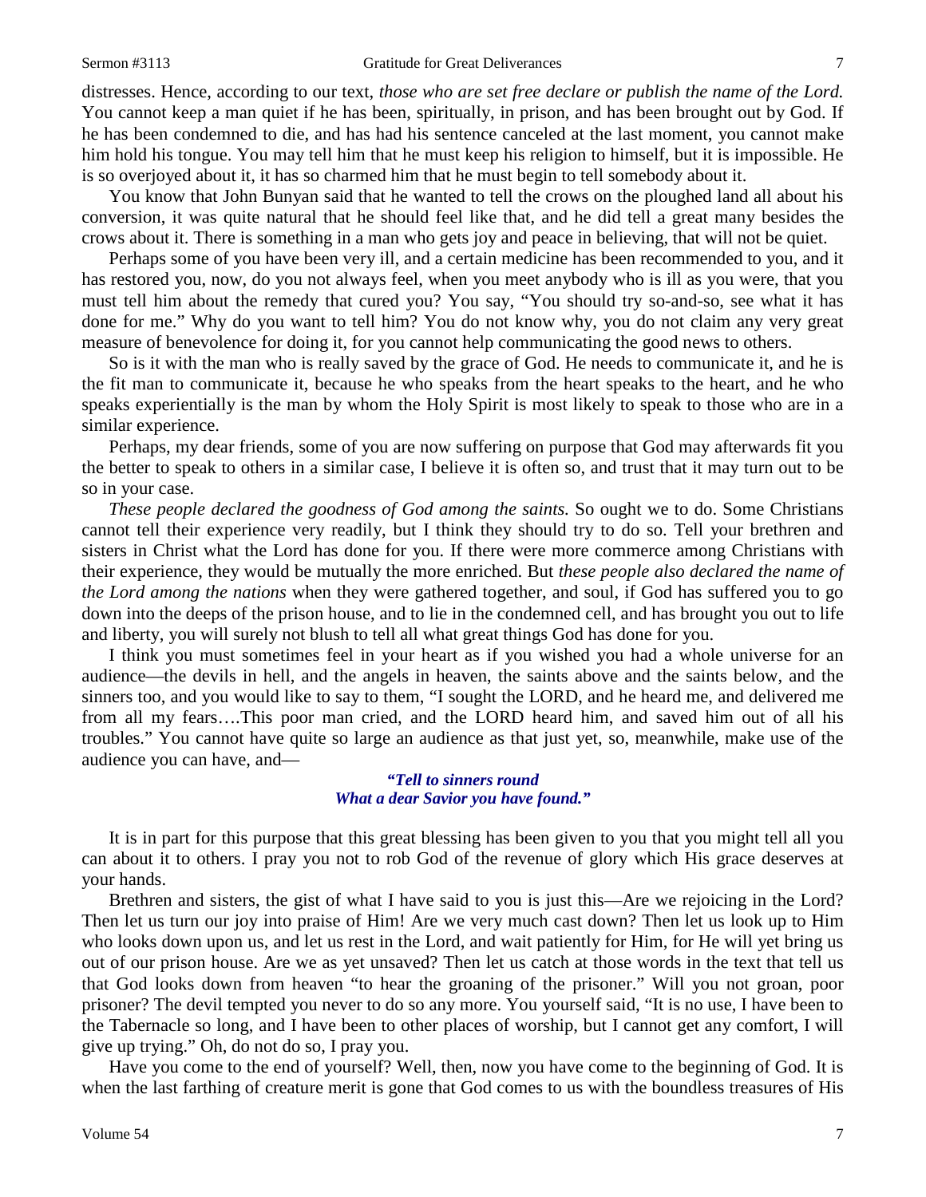distresses. Hence, according to our text, *those who are set free declare or publish the name of the Lord.* You cannot keep a man quiet if he has been, spiritually, in prison, and has been brought out by God. If he has been condemned to die, and has had his sentence canceled at the last moment, you cannot make him hold his tongue. You may tell him that he must keep his religion to himself, but it is impossible. He is so overjoyed about it, it has so charmed him that he must begin to tell somebody about it.

You know that John Bunyan said that he wanted to tell the crows on the ploughed land all about his conversion, it was quite natural that he should feel like that, and he did tell a great many besides the crows about it. There is something in a man who gets joy and peace in believing, that will not be quiet.

Perhaps some of you have been very ill, and a certain medicine has been recommended to you, and it has restored you, now, do you not always feel, when you meet anybody who is ill as you were, that you must tell him about the remedy that cured you? You say, "You should try so-and-so, see what it has done for me." Why do you want to tell him? You do not know why, you do not claim any very great measure of benevolence for doing it, for you cannot help communicating the good news to others.

So is it with the man who is really saved by the grace of God. He needs to communicate it, and he is the fit man to communicate it, because he who speaks from the heart speaks to the heart, and he who speaks experientially is the man by whom the Holy Spirit is most likely to speak to those who are in a similar experience.

Perhaps, my dear friends, some of you are now suffering on purpose that God may afterwards fit you the better to speak to others in a similar case, I believe it is often so, and trust that it may turn out to be so in your case.

*These people declared the goodness of God among the saints.* So ought we to do. Some Christians cannot tell their experience very readily, but I think they should try to do so. Tell your brethren and sisters in Christ what the Lord has done for you. If there were more commerce among Christians with their experience, they would be mutually the more enriched. But *these people also declared the name of the Lord among the nations* when they were gathered together, and soul, if God has suffered you to go down into the deeps of the prison house, and to lie in the condemned cell, and has brought you out to life and liberty, you will surely not blush to tell all what great things God has done for you.

I think you must sometimes feel in your heart as if you wished you had a whole universe for an audience—the devils in hell, and the angels in heaven, the saints above and the saints below, and the sinners too, and you would like to say to them, "I sought the LORD, and he heard me, and delivered me from all my fears….This poor man cried, and the LORD heard him, and saved him out of all his troubles." You cannot have quite so large an audience as that just yet, so, meanwhile, make use of the audience you can have, and—

> ***"Tell to sinners round***
> ***What a dear Savior you have found."***

It is in part for this purpose that this great blessing has been given to you that you might tell all you can about it to others. I pray you not to rob God of the revenue of glory which His grace deserves at your hands.

Brethren and sisters, the gist of what I have said to you is just this—Are we rejoicing in the Lord? Then let us turn our joy into praise of Him! Are we very much cast down? Then let us look up to Him who looks down upon us, and let us rest in the Lord, and wait patiently for Him, for He will yet bring us out of our prison house. Are we as yet unsaved? Then let us catch at those words in the text that tell us that God looks down from heaven "to hear the groaning of the prisoner." Will you not groan, poor prisoner? The devil tempted you never to do so any more. You yourself said, "It is no use, I have been to the Tabernacle so long, and I have been to other places of worship, but I cannot get any comfort, I will give up trying." Oh, do not do so, I pray you.

Have you come to the end of yourself? Well, then, now you have come to the beginning of God. It is when the last farthing of creature merit is gone that God comes to us with the boundless treasures of His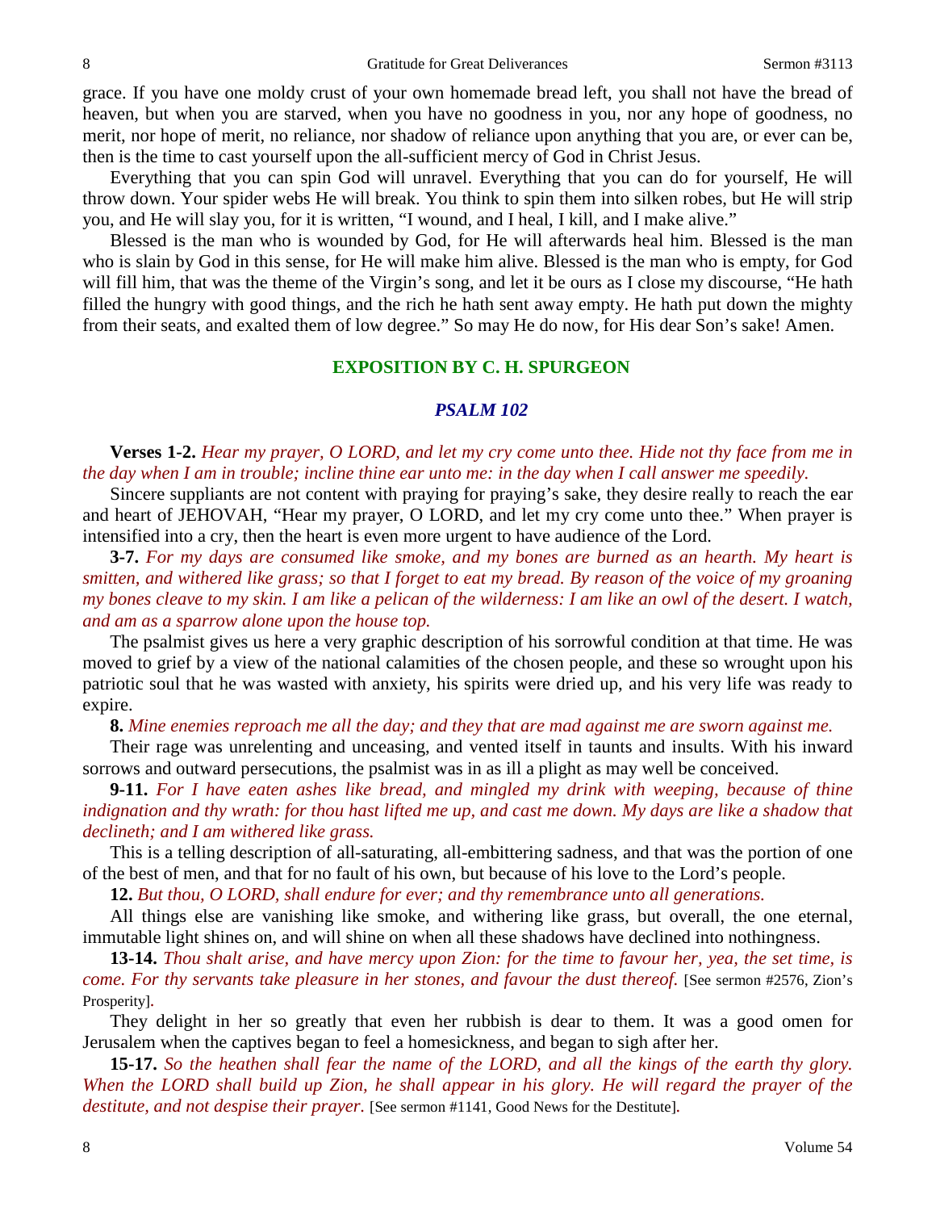grace. If you have one moldy crust of your own homemade bread left, you shall not have the bread of heaven, but when you are starved, when you have no goodness in you, nor any hope of goodness, no merit, nor hope of merit, no reliance, nor shadow of reliance upon anything that you are, or ever can be, then is the time to cast yourself upon the all-sufficient mercy of God in Christ Jesus.

Everything that you can spin God will unravel. Everything that you can do for yourself, He will throw down. Your spider webs He will break. You think to spin them into silken robes, but He will strip you, and He will slay you, for it is written, "I wound, and I heal, I kill, and I make alive."

Blessed is the man who is wounded by God, for He will afterwards heal him. Blessed is the man who is slain by God in this sense, for He will make him alive. Blessed is the man who is empty, for God will fill him, that was the theme of the Virgin's song, and let it be ours as I close my discourse, "He hath filled the hungry with good things, and the rich he hath sent away empty. He hath put down the mighty from their seats, and exalted them of low degree." So may He do now, for His dear Son's sake! Amen.

## EXPOSITION BY C. H. SPURGEON

### *PSALM 102*

**Verses 1-2.** *Hear my prayer, O LORD, and let my cry come unto thee. Hide not thy face from me in the day when I am in trouble; incline thine ear unto me: in the day when I call answer me speedily.*

Sincere suppliants are not content with praying for praying's sake, they desire really to reach the ear and heart of JEHOVAH, "Hear my prayer, O LORD, and let my cry come unto thee." When prayer is intensified into a cry, then the heart is even more urgent to have audience of the Lord.

**3-7.** *For my days are consumed like smoke, and my bones are burned as an hearth. My heart is smitten, and withered like grass; so that I forget to eat my bread. By reason of the voice of my groaning my bones cleave to my skin. I am like a pelican of the wilderness: I am like an owl of the desert. I watch, and am as a sparrow alone upon the house top.*

The psalmist gives us here a very graphic description of his sorrowful condition at that time. He was moved to grief by a view of the national calamities of the chosen people, and these so wrought upon his patriotic soul that he was wasted with anxiety, his spirits were dried up, and his very life was ready to expire.

**8.** *Mine enemies reproach me all the day; and they that are mad against me are sworn against me.*

Their rage was unrelenting and unceasing, and vented itself in taunts and insults. With his inward sorrows and outward persecutions, the psalmist was in as ill a plight as may well be conceived.

**9-11.** *For I have eaten ashes like bread, and mingled my drink with weeping, because of thine indignation and thy wrath: for thou hast lifted me up, and cast me down. My days are like a shadow that declineth; and I am withered like grass.*

This is a telling description of all-saturating, all-embittering sadness, and that was the portion of one of the best of men, and that for no fault of his own, but because of his love to the Lord's people.

**12.** *But thou, O LORD, shall endure for ever; and thy remembrance unto all generations.*

All things else are vanishing like smoke, and withering like grass, but overall, the one eternal, immutable light shines on, and will shine on when all these shadows have declined into nothingness.

**13-14.** *Thou shalt arise, and have mercy upon Zion: for the time to favour her, yea, the set time, is come. For thy servants take pleasure in her stones, and favour the dust thereof.* [See sermon #2576, Zion's Prosperity].

They delight in her so greatly that even her rubbish is dear to them. It was a good omen for Jerusalem when the captives began to feel a homesickness, and began to sigh after her.

**15-17.** *So the heathen shall fear the name of the LORD, and all the kings of the earth thy glory. When the LORD shall build up Zion, he shall appear in his glory. He will regard the prayer of the destitute, and not despise their prayer.* [See sermon #1141, Good News for the Destitute].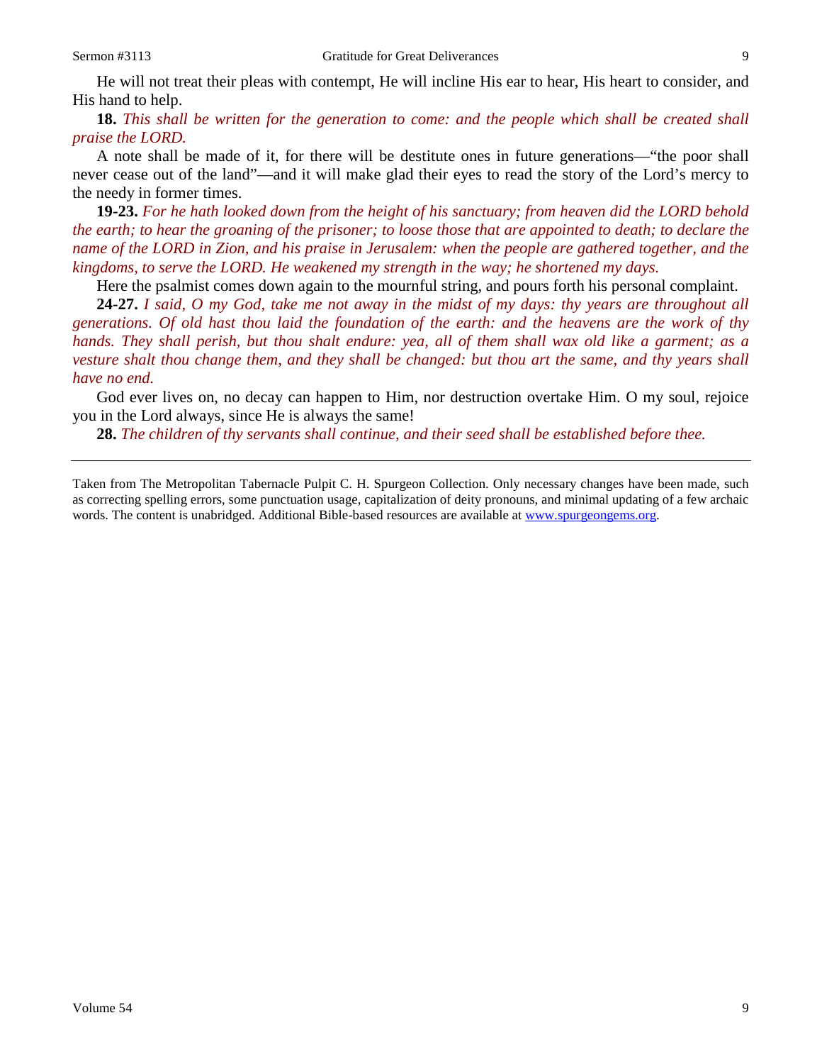He will not treat their pleas with contempt, He will incline His ear to hear, His heart to consider, and His hand to help.

**18.** *This shall be written for the generation to come: and the people which shall be created shall praise the LORD.*

A note shall be made of it, for there will be destitute ones in future generations—"the poor shall never cease out of the land"—and it will make glad their eyes to read the story of the Lord's mercy to the needy in former times.

**19-23.** *For he hath looked down from the height of his sanctuary; from heaven did the LORD behold the earth; to hear the groaning of the prisoner; to loose those that are appointed to death; to declare the name of the LORD in Zion, and his praise in Jerusalem: when the people are gathered together, and the kingdoms, to serve the LORD. He weakened my strength in the way; he shortened my days.*

Here the psalmist comes down again to the mournful string, and pours forth his personal complaint.

**24-27.** *I said, O my God, take me not away in the midst of my days: thy years are throughout all generations. Of old hast thou laid the foundation of the earth: and the heavens are the work of thy hands. They shall perish, but thou shalt endure: yea, all of them shall wax old like a garment; as a vesture shalt thou change them, and they shall be changed: but thou art the same, and thy years shall have no end.*

God ever lives on, no decay can happen to Him, nor destruction overtake Him. O my soul, rejoice you in the Lord always, since He is always the same!

**28.** *The children of thy servants shall continue, and their seed shall be established before thee.*

---

Taken from The Metropolitan Tabernacle Pulpit C. H. Spurgeon Collection. Only necessary changes have been made, such as correcting spelling errors, some punctuation usage, capitalization of deity pronouns, and minimal updating of a few archaic words. The content is unabridged. Additional Bible-based resources are available at www.spurgeongems.org.